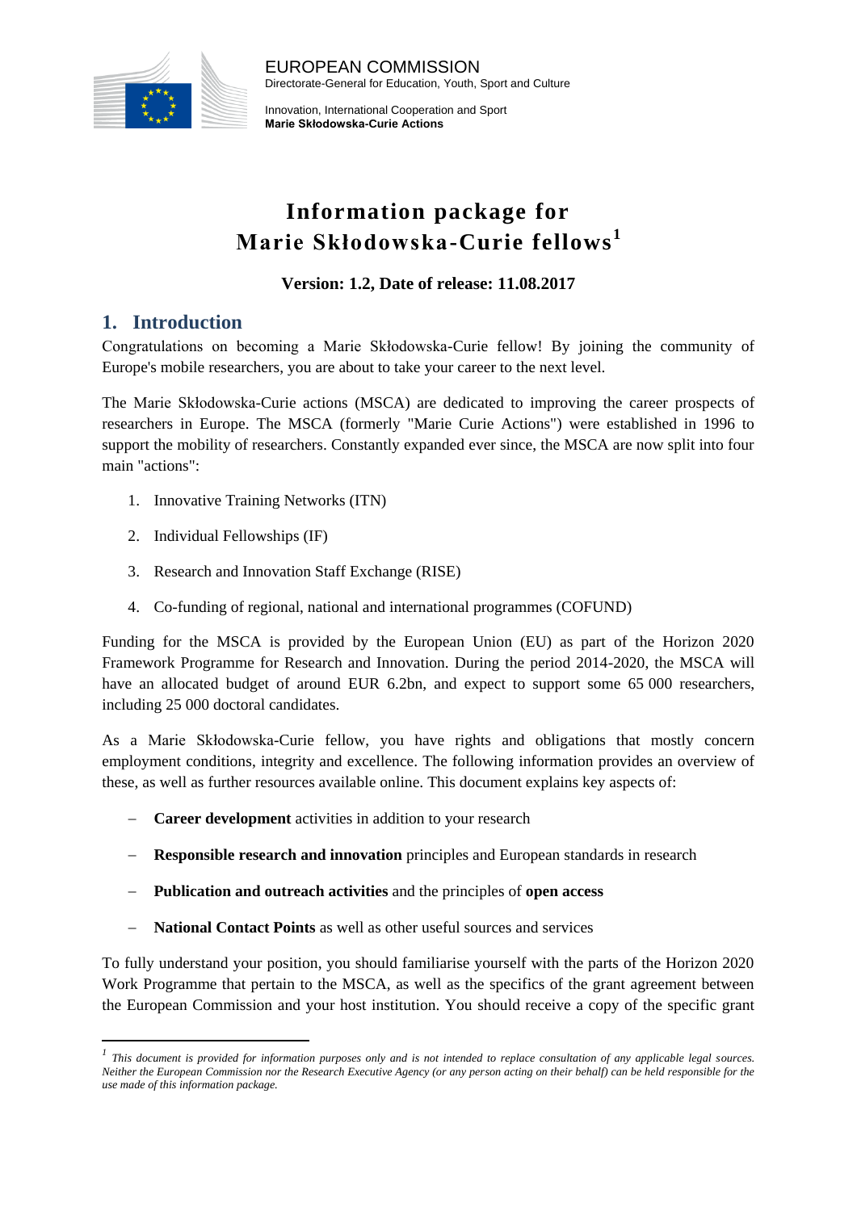EUROPEAN COMMISSION
Directorate-General for Education, Youth, Sport and Culture

Innovation, International Cooperation and Sport
**Marie Skłodowska-Curie Actions**

# Information package for Marie Skłodowska-Curie fellows[1]

**Version: 1.2, Date of release: 11.08.2017**

## 1. Introduction

Congratulations on becoming a Marie Skłodowska-Curie fellow! By joining the community of Europe's mobile researchers, you are about to take your career to the next level.

The Marie Skłodowska-Curie actions (MSCA) are dedicated to improving the career prospects of researchers in Europe. The MSCA (formerly "Marie Curie Actions") were established in 1996 to support the mobility of researchers. Constantly expanded ever since, the MSCA are now split into four main "actions":

1. Innovative Training Networks (ITN)
2. Individual Fellowships (IF)
3. Research and Innovation Staff Exchange (RISE)
4. Co-funding of regional, national and international programmes (COFUND)

Funding for the MSCA is provided by the European Union (EU) as part of the Horizon 2020 Framework Programme for Research and Innovation. During the period 2014-2020, the MSCA will have an allocated budget of around EUR 6.2bn, and expect to support some 65 000 researchers, including 25 000 doctoral candidates.

As a Marie Skłodowska-Curie fellow, you have rights and obligations that mostly concern employment conditions, integrity and excellence. The following information provides an overview of these, as well as further resources available online. This document explains key aspects of:

- **Career development** activities in addition to your research
- **Responsible research and innovation** principles and European standards in research
- **Publication and outreach activities** and the principles of **open access**
- **National Contact Points** as well as other useful sources and services

To fully understand your position, you should familiarise yourself with the parts of the Horizon 2020 Work Programme that pertain to the MSCA, as well as the specifics of the grant agreement between the European Commission and your host institution. You should receive a copy of the specific grant

---

[1] *This document is provided for information purposes only and is not intended to replace consultation of any applicable legal sources. Neither the European Commission nor the Research Executive Agency (or any person acting on their behalf) can be held responsible for the use made of this information package.*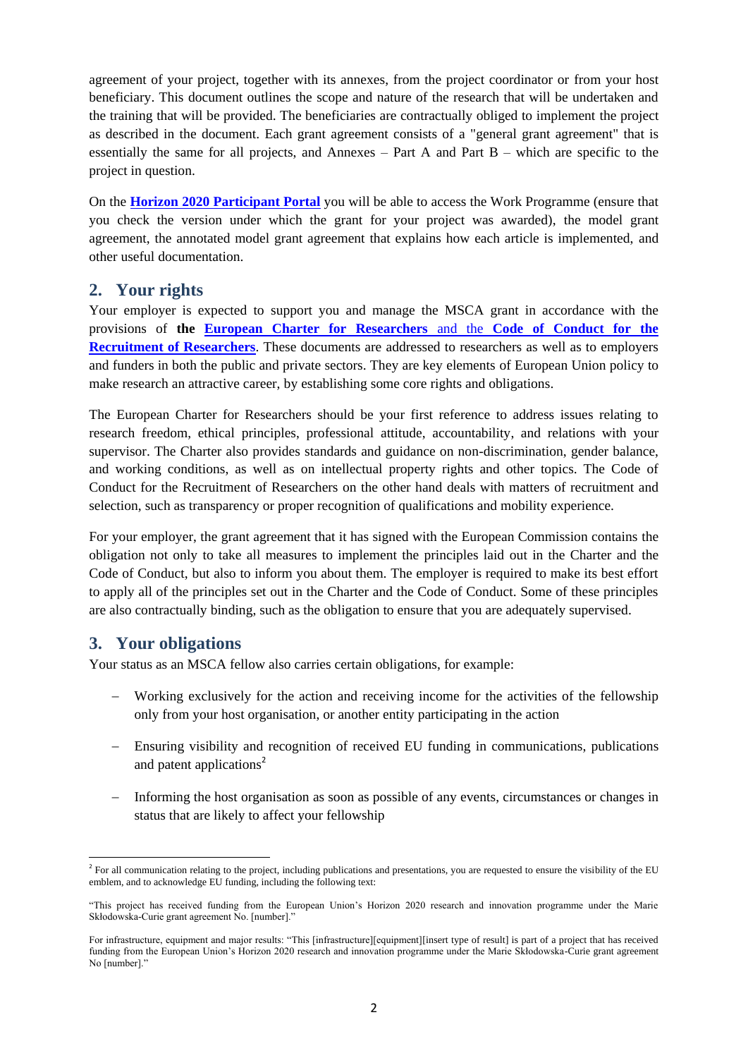agreement of your project, together with its annexes, from the project coordinator or from your host beneficiary. This document outlines the scope and nature of the research that will be undertaken and the training that will be provided. The beneficiaries are contractually obliged to implement the project as described in the document. Each grant agreement consists of a "general grant agreement" that is essentially the same for all projects, and Annexes – Part A and Part B – which are specific to the project in question.

On the **Horizon 2020 Participant Portal** you will be able to access the Work Programme (ensure that you check the version under which the grant for your project was awarded), the model grant agreement, the annotated model grant agreement that explains how each article is implemented, and other useful documentation.

## 2. Your rights

Your employer is expected to support you and manage the MSCA grant in accordance with the provisions of **the European Charter for Researchers** and the **Code of Conduct for the Recruitment of Researchers**. These documents are addressed to researchers as well as to employers and funders in both the public and private sectors. They are key elements of European Union policy to make research an attractive career, by establishing some core rights and obligations.

The European Charter for Researchers should be your first reference to address issues relating to research freedom, ethical principles, professional attitude, accountability, and relations with your supervisor. The Charter also provides standards and guidance on non-discrimination, gender balance, and working conditions, as well as on intellectual property rights and other topics. The Code of Conduct for the Recruitment of Researchers on the other hand deals with matters of recruitment and selection, such as transparency or proper recognition of qualifications and mobility experience.

For your employer, the grant agreement that it has signed with the European Commission contains the obligation not only to take all measures to implement the principles laid out in the Charter and the Code of Conduct, but also to inform you about them. The employer is required to make its best effort to apply all of the principles set out in the Charter and the Code of Conduct. Some of these principles are also contractually binding, such as the obligation to ensure that you are adequately supervised.

## 3. Your obligations

Your status as an MSCA fellow also carries certain obligations, for example:

- Working exclusively for the action and receiving income for the activities of the fellowship only from your host organisation, or another entity participating in the action
- Ensuring visibility and recognition of received EU funding in communications, publications and patent applications[2]
- Informing the host organisation as soon as possible of any events, circumstances or changes in status that are likely to affect your fellowship

---

[2] For all communication relating to the project, including publications and presentations, you are requested to ensure the visibility of the EU emblem, and to acknowledge EU funding, including the following text:

"This project has received funding from the European Union's Horizon 2020 research and innovation programme under the Marie Skłodowska-Curie grant agreement No. [number]."

For infrastructure, equipment and major results: "This [infrastructure][equipment][insert type of result] is part of a project that has received funding from the European Union's Horizon 2020 research and innovation programme under the Marie Skłodowska-Curie grant agreement No [number]."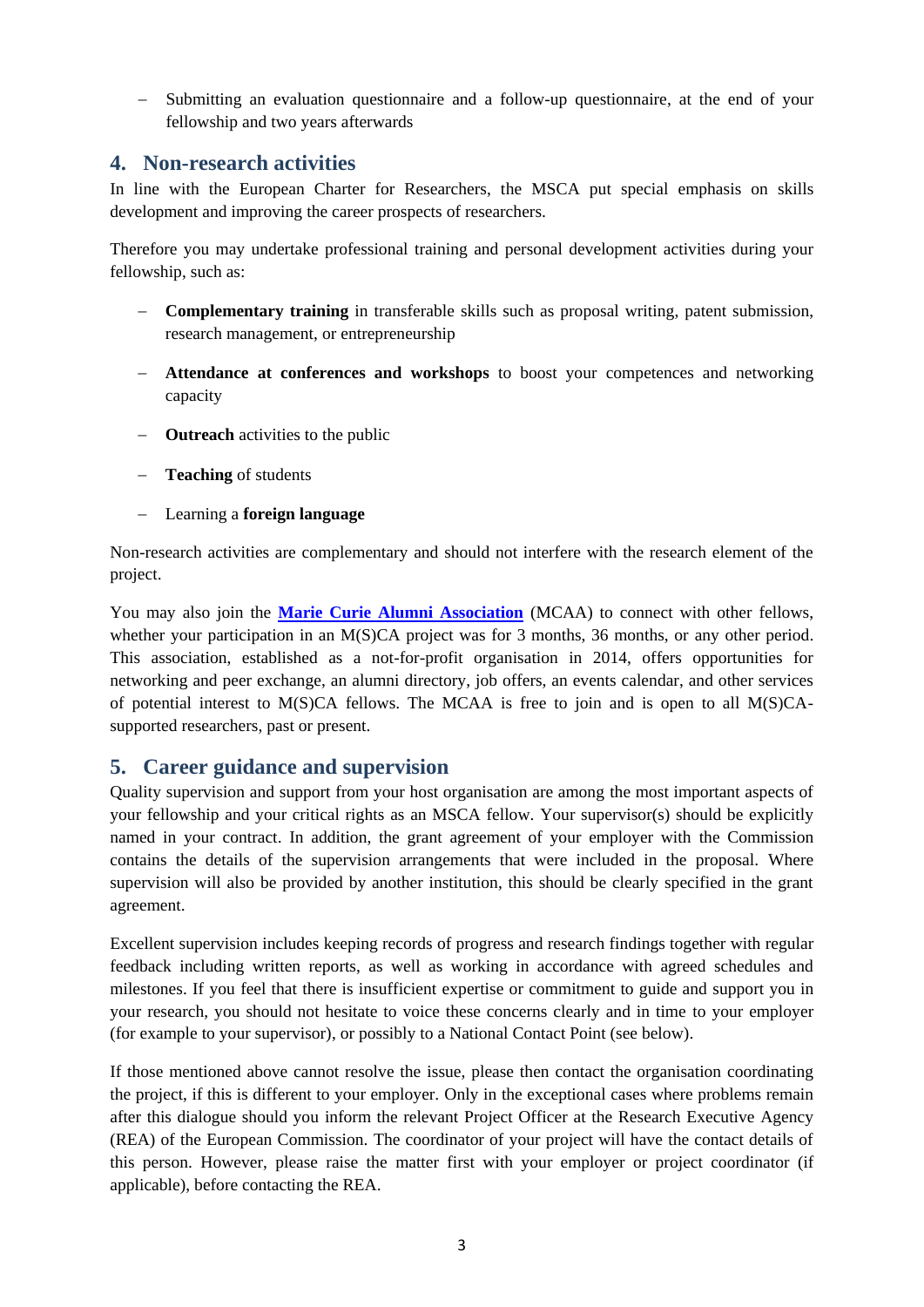- Submitting an evaluation questionnaire and a follow-up questionnaire, at the end of your fellowship and two years afterwards

## 4. Non-research activities

In line with the European Charter for Researchers, the MSCA put special emphasis on skills development and improving the career prospects of researchers.

Therefore you may undertake professional training and personal development activities during your fellowship, such as:

- **Complementary training** in transferable skills such as proposal writing, patent submission, research management, or entrepreneurship
- **Attendance at conferences and workshops** to boost your competences and networking capacity
- **Outreach** activities to the public
- **Teaching** of students
- Learning a **foreign language**

Non-research activities are complementary and should not interfere with the research element of the project.

You may also join the **Marie Curie Alumni Association** (MCAA) to connect with other fellows, whether your participation in an M(S)CA project was for 3 months, 36 months, or any other period. This association, established as a not-for-profit organisation in 2014, offers opportunities for networking and peer exchange, an alumni directory, job offers, an events calendar, and other services of potential interest to M(S)CA fellows. The MCAA is free to join and is open to all M(S)CA-supported researchers, past or present.

## 5. Career guidance and supervision

Quality supervision and support from your host organisation are among the most important aspects of your fellowship and your critical rights as an MSCA fellow. Your supervisor(s) should be explicitly named in your contract. In addition, the grant agreement of your employer with the Commission contains the details of the supervision arrangements that were included in the proposal. Where supervision will also be provided by another institution, this should be clearly specified in the grant agreement.

Excellent supervision includes keeping records of progress and research findings together with regular feedback including written reports, as well as working in accordance with agreed schedules and milestones. If you feel that there is insufficient expertise or commitment to guide and support you in your research, you should not hesitate to voice these concerns clearly and in time to your employer (for example to your supervisor), or possibly to a National Contact Point (see below).

If those mentioned above cannot resolve the issue, please then contact the organisation coordinating the project, if this is different to your employer. Only in the exceptional cases where problems remain after this dialogue should you inform the relevant Project Officer at the Research Executive Agency (REA) of the European Commission. The coordinator of your project will have the contact details of this person. However, please raise the matter first with your employer or project coordinator (if applicable), before contacting the REA.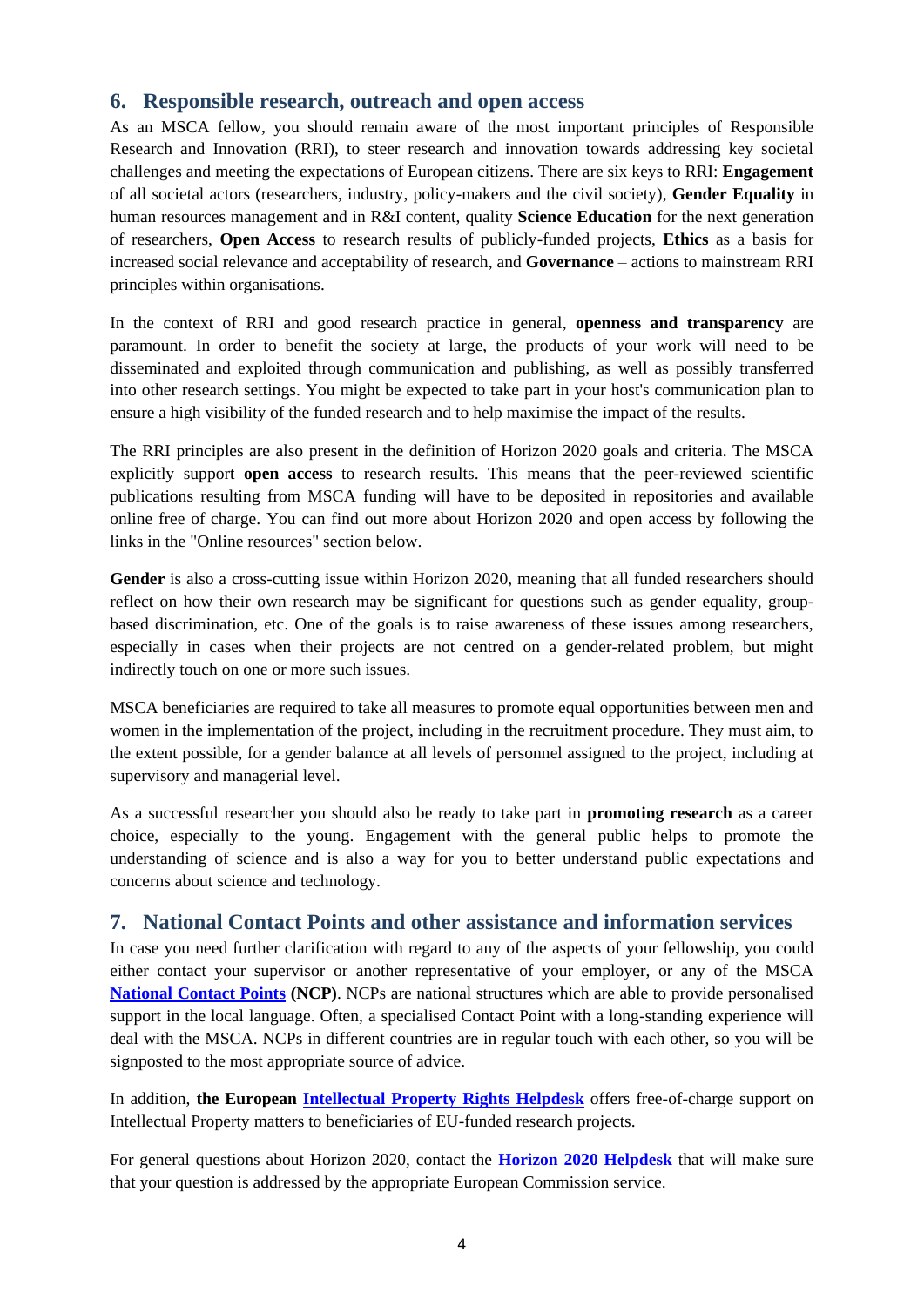## 6. Responsible research, outreach and open access

As an MSCA fellow, you should remain aware of the most important principles of Responsible Research and Innovation (RRI), to steer research and innovation towards addressing key societal challenges and meeting the expectations of European citizens. There are six keys to RRI: **Engagement** of all societal actors (researchers, industry, policy-makers and the civil society), **Gender Equality** in human resources management and in R&I content, quality **Science Education** for the next generation of researchers, **Open Access** to research results of publicly-funded projects, **Ethics** as a basis for increased social relevance and acceptability of research, and **Governance** – actions to mainstream RRI principles within organisations.

In the context of RRI and good research practice in general, **openness and transparency** are paramount. In order to benefit the society at large, the products of your work will need to be disseminated and exploited through communication and publishing, as well as possibly transferred into other research settings. You might be expected to take part in your host's communication plan to ensure a high visibility of the funded research and to help maximise the impact of the results.

The RRI principles are also present in the definition of Horizon 2020 goals and criteria. The MSCA explicitly support **open access** to research results. This means that the peer-reviewed scientific publications resulting from MSCA funding will have to be deposited in repositories and available online free of charge. You can find out more about Horizon 2020 and open access by following the links in the "Online resources" section below.

**Gender** is also a cross-cutting issue within Horizon 2020, meaning that all funded researchers should reflect on how their own research may be significant for questions such as gender equality, group-based discrimination, etc. One of the goals is to raise awareness of these issues among researchers, especially in cases when their projects are not centred on a gender-related problem, but might indirectly touch on one or more such issues.

MSCA beneficiaries are required to take all measures to promote equal opportunities between men and women in the implementation of the project, including in the recruitment procedure. They must aim, to the extent possible, for a gender balance at all levels of personnel assigned to the project, including at supervisory and managerial level.

As a successful researcher you should also be ready to take part in **promoting research** as a career choice, especially to the young. Engagement with the general public helps to promote the understanding of science and is also a way for you to better understand public expectations and concerns about science and technology.

## 7. National Contact Points and other assistance and information services

In case you need further clarification with regard to any of the aspects of your fellowship, you could either contact your supervisor or another representative of your employer, or any of the MSCA **National Contact Points (NCP)**. NCPs are national structures which are able to provide personalised support in the local language. Often, a specialised Contact Point with a long-standing experience will deal with the MSCA. NCPs in different countries are in regular touch with each other, so you will be signposted to the most appropriate source of advice.

In addition, **the European Intellectual Property Rights Helpdesk** offers free-of-charge support on Intellectual Property matters to beneficiaries of EU-funded research projects.

For general questions about Horizon 2020, contact the **Horizon 2020 Helpdesk** that will make sure that your question is addressed by the appropriate European Commission service.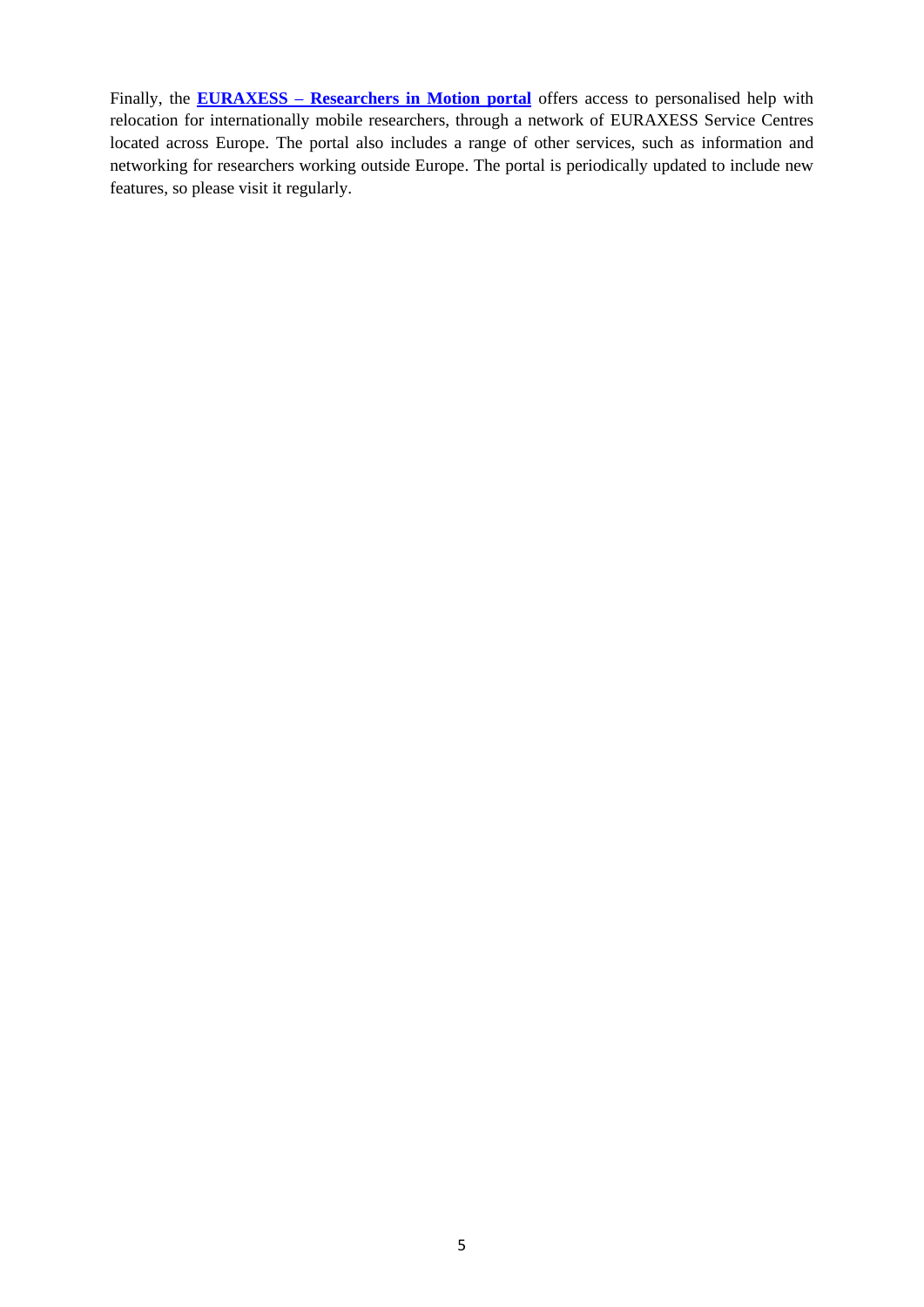Finally, the **EURAXESS – Researchers in Motion portal** offers access to personalised help with relocation for internationally mobile researchers, through a network of EURAXESS Service Centres located across Europe. The portal also includes a range of other services, such as information and networking for researchers working outside Europe. The portal is periodically updated to include new features, so please visit it regularly.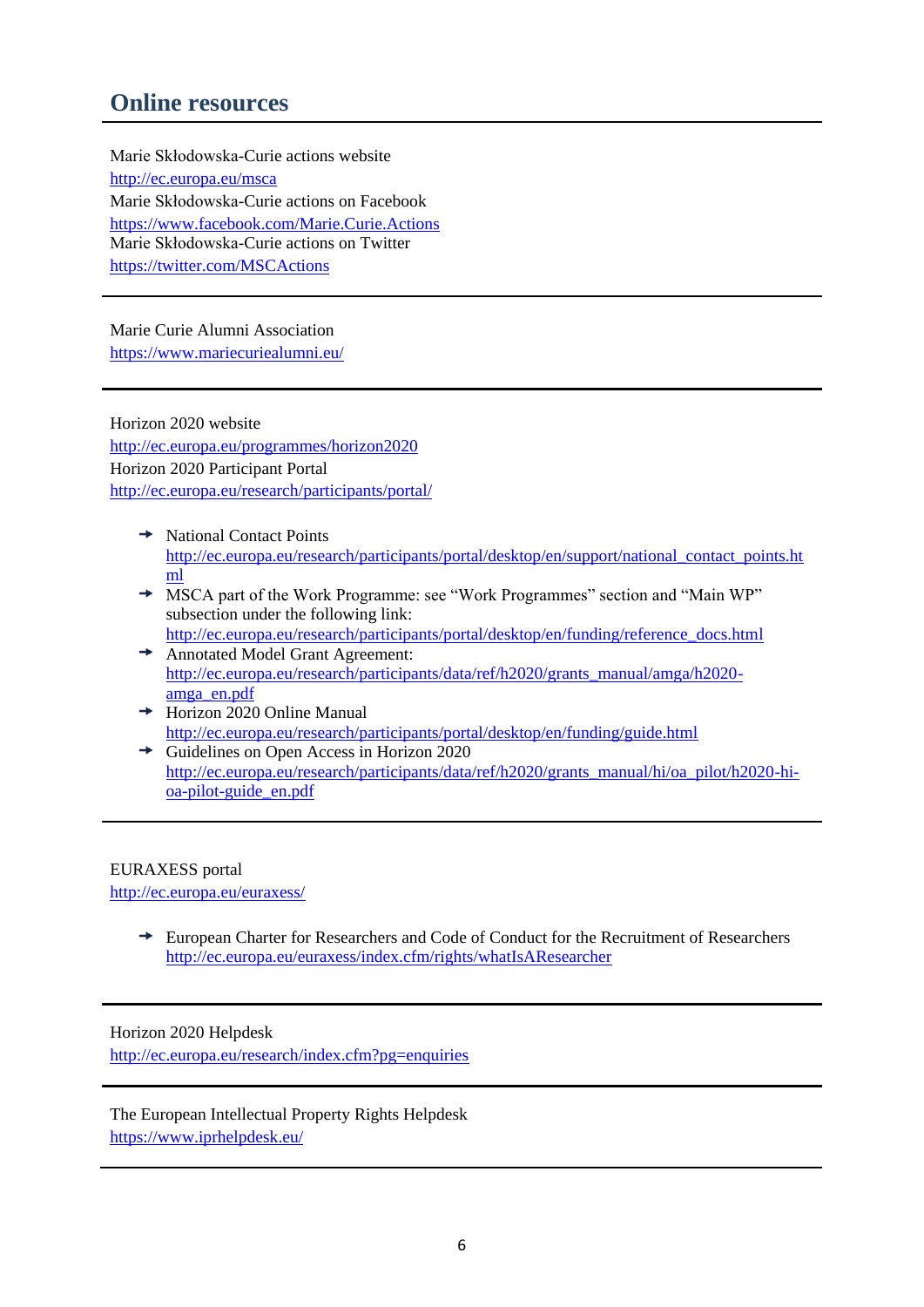## Online resources

---

Marie Skłodowska-Curie actions website
http://ec.europa.eu/msca
Marie Skłodowska-Curie actions on Facebook
https://www.facebook.com/Marie.Curie.Actions
Marie Skłodowska-Curie actions on Twitter
https://twitter.com/MSCActions

---

Marie Curie Alumni Association
https://www.mariecuriealumni.eu/

---

Horizon 2020 website
http://ec.europa.eu/programmes/horizon2020
Horizon 2020 Participant Portal
http://ec.europa.eu/research/participants/portal/

- National Contact Points
  http://ec.europa.eu/research/participants/portal/desktop/en/support/national_contact_points.html
- MSCA part of the Work Programme: see "Work Programmes" section and "Main WP" subsection under the following link:
  http://ec.europa.eu/research/participants/portal/desktop/en/funding/reference_docs.html
- Annotated Model Grant Agreement:
  http://ec.europa.eu/research/participants/data/ref/h2020/grants_manual/amga/h2020-amga_en.pdf
- Horizon 2020 Online Manual
  http://ec.europa.eu/research/participants/portal/desktop/en/funding/guide.html
- Guidelines on Open Access in Horizon 2020
  http://ec.europa.eu/research/participants/data/ref/h2020/grants_manual/hi/oa_pilot/h2020-hi-oa-pilot-guide_en.pdf

---

EURAXESS portal
http://ec.europa.eu/euraxess/

- European Charter for Researchers and Code of Conduct for the Recruitment of Researchers
  http://ec.europa.eu/euraxess/index.cfm/rights/whatIsAResearcher

---

Horizon 2020 Helpdesk
http://ec.europa.eu/research/index.cfm?pg=enquiries

---

The European Intellectual Property Rights Helpdesk
https://www.iprhelpdesk.eu/

---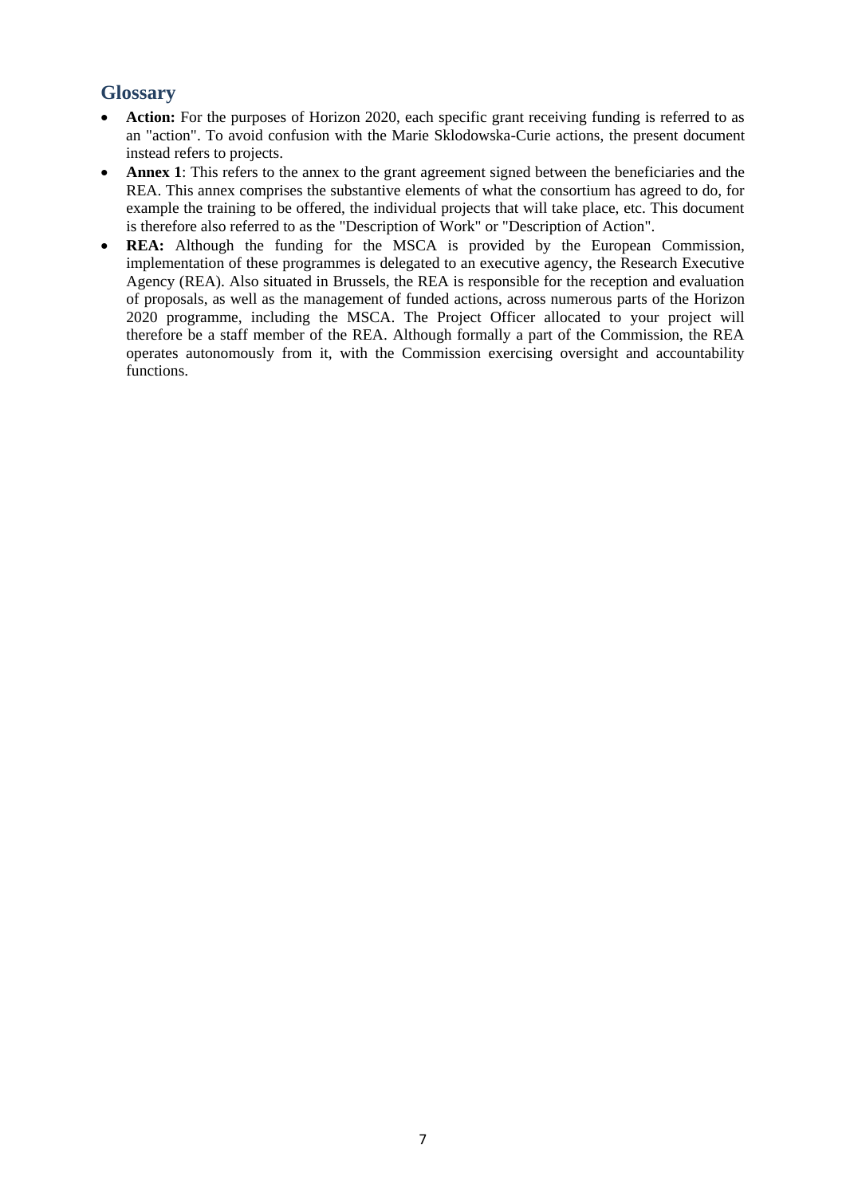## Glossary

- **Action:** For the purposes of Horizon 2020, each specific grant receiving funding is referred to as an "action". To avoid confusion with the Marie Sklodowska-Curie actions, the present document instead refers to projects.
- **Annex 1**: This refers to the annex to the grant agreement signed between the beneficiaries and the REA. This annex comprises the substantive elements of what the consortium has agreed to do, for example the training to be offered, the individual projects that will take place, etc. This document is therefore also referred to as the "Description of Work" or "Description of Action".
- **REA:** Although the funding for the MSCA is provided by the European Commission, implementation of these programmes is delegated to an executive agency, the Research Executive Agency (REA). Also situated in Brussels, the REA is responsible for the reception and evaluation of proposals, as well as the management of funded actions, across numerous parts of the Horizon 2020 programme, including the MSCA. The Project Officer allocated to your project will therefore be a staff member of the REA. Although formally a part of the Commission, the REA operates autonomously from it, with the Commission exercising oversight and accountability functions.